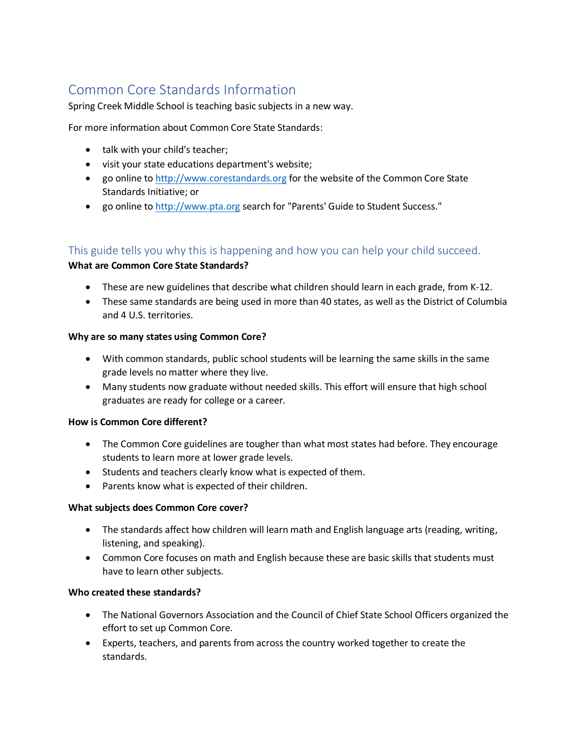# Common Core Standards Information

Spring Creek Middle School is teaching basic subjects in a new way.

For more information about Common Core State Standards:

- talk with your child's teacher;
- visit your state educations department's website;
- go online to http://www.corestandards.org for the website of the Common Core State Standards Initiative; or
- go online to http://www.pta.org search for "Parents' Guide to Student Success."

## This guide tells you why this is happening and how you can help your child succeed.

**What are Common Core State Standards?**

- These are new guidelines that describe what children should learn in each grade, from K-12.
- These same standards are being used in more than 40 states, as well as the District of Columbia and 4 U.S. territories.

**Why are so many states using Common Core?**

- With common standards, public school students will be learning the same skills in the same grade levels no matter where they live.
- Many students now graduate without needed skills. This effort will ensure that high school graduates are ready for college or a career.

**How is Common Core different?**

- The Common Core guidelines are tougher than what most states had before. They encourage students to learn more at lower grade levels.
- Students and teachers clearly know what is expected of them.
- Parents know what is expected of their children.

**What subjects does Common Core cover?**

- The standards affect how children will learn math and English language arts (reading, writing, listening, and speaking).
- Common Core focuses on math and English because these are basic skills that students must have to learn other subjects.

**Who created these standards?**

- The National Governors Association and the Council of Chief State School Officers organized the effort to set up Common Core.
- Experts, teachers, and parents from across the country worked together to create the standards.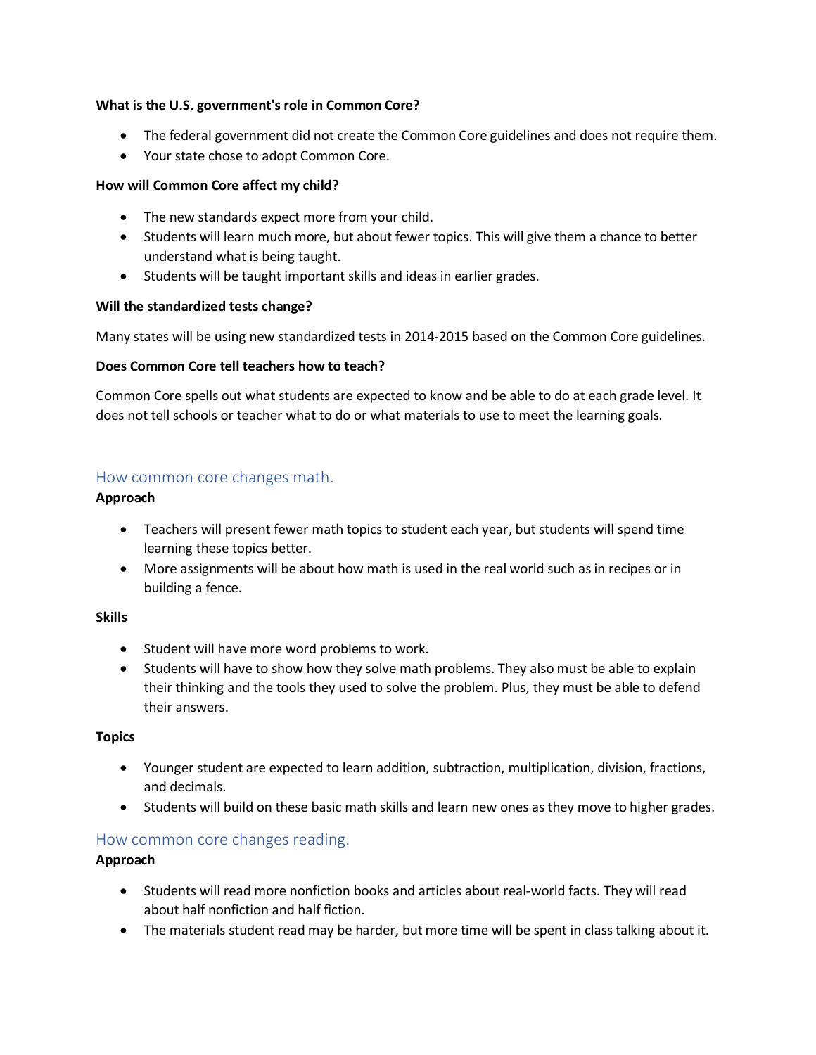**What is the U.S. government's role in Common Core?**

- The federal government did not create the Common Core guidelines and does not require them.
- Your state chose to adopt Common Core.

**How will Common Core affect my child?**

- The new standards expect more from your child.
- Students will learn much more, but about fewer topics. This will give them a chance to better understand what is being taught.
- Students will be taught important skills and ideas in earlier grades.

**Will the standardized tests change?**

Many states will be using new standardized tests in 2014-2015 based on the Common Core guidelines.

**Does Common Core tell teachers how to teach?**

Common Core spells out what students are expected to know and be able to do at each grade level. It does not tell schools or teacher what to do or what materials to use to meet the learning goals.

## How common core changes math.

**Approach**

- Teachers will present fewer math topics to student each year, but students will spend time learning these topics better.
- More assignments will be about how math is used in the real world such as in recipes or in building a fence.

**Skills**

- Student will have more word problems to work.
- Students will have to show how they solve math problems. They also must be able to explain their thinking and the tools they used to solve the problem. Plus, they must be able to defend their answers.

**Topics**

- Younger student are expected to learn addition, subtraction, multiplication, division, fractions, and decimals.
- Students will build on these basic math skills and learn new ones as they move to higher grades.

## How common core changes reading.

**Approach**

- Students will read more nonfiction books and articles about real-world facts. They will read about half nonfiction and half fiction.
- The materials student read may be harder, but more time will be spent in class talking about it.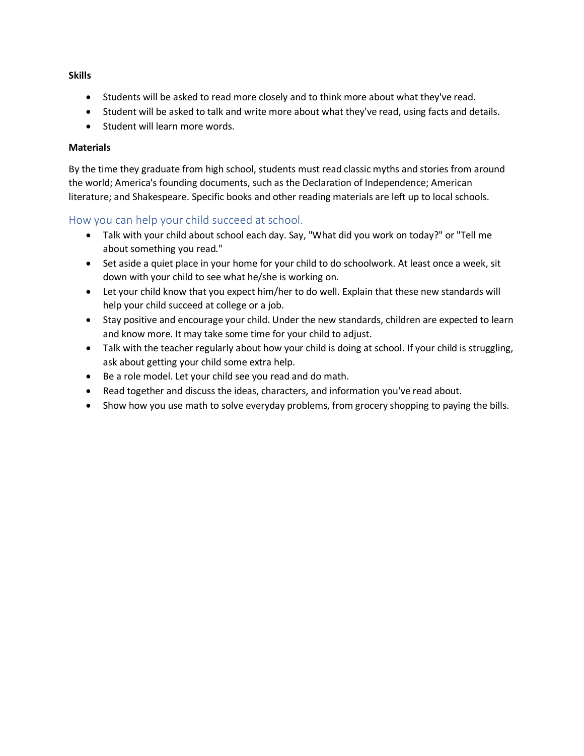**Skills**

- Students will be asked to read more closely and to think more about what they've read.
- Student will be asked to talk and write more about what they've read, using facts and details.
- Student will learn more words.

**Materials**

By the time they graduate from high school, students must read classic myths and stories from around the world; America's founding documents, such as the Declaration of Independence; American literature; and Shakespeare. Specific books and other reading materials are left up to local schools.

## How you can help your child succeed at school.

- Talk with your child about school each day. Say, "What did you work on today?" or "Tell me about something you read."
- Set aside a quiet place in your home for your child to do schoolwork. At least once a week, sit down with your child to see what he/she is working on.
- Let your child know that you expect him/her to do well. Explain that these new standards will help your child succeed at college or a job.
- Stay positive and encourage your child. Under the new standards, children are expected to learn and know more. It may take some time for your child to adjust.
- Talk with the teacher regularly about how your child is doing at school. If your child is struggling, ask about getting your child some extra help.
- Be a role model. Let your child see you read and do math.
- Read together and discuss the ideas, characters, and information you've read about.
- Show how you use math to solve everyday problems, from grocery shopping to paying the bills.